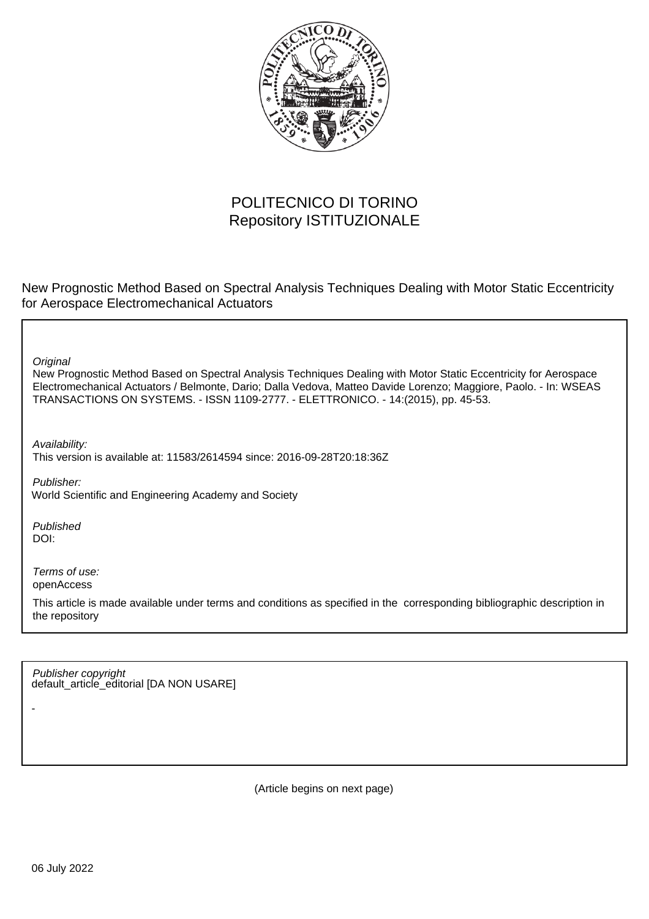POLITECNICO DI TORINO
Repository ISTITUZIONALE

New Prognostic Method Based on Spectral Analysis Techniques Dealing with Motor Static Eccentricity for Aerospace Electromechanical Actuators

*Original*
New Prognostic Method Based on Spectral Analysis Techniques Dealing with Motor Static Eccentricity for Aerospace Electromechanical Actuators / Belmonte, Dario; Dalla Vedova, Matteo Davide Lorenzo; Maggiore, Paolo. - In: WSEAS TRANSACTIONS ON SYSTEMS. - ISSN 1109-2777. - ELETTRONICO. - 14:(2015), pp. 45-53.

*Availability:*
This version is available at: 11583/2614594 since: 2016-09-28T20:18:36Z

*Publisher:*
World Scientific and Engineering Academy and Society

*Published*
DOI:

*Terms of use:*
openAccess

This article is made available under terms and conditions as specified in the corresponding bibliographic description in the repository

*Publisher copyright*
default_article_editorial [DA NON USARE]

-

(Article begins on next page)

06 July 2022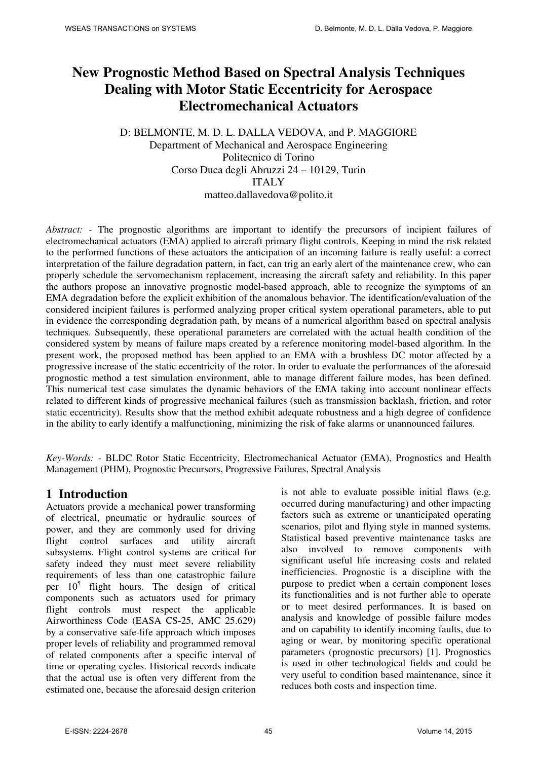# New Prognostic Method Based on Spectral Analysis Techniques Dealing with Motor Static Eccentricity for Aerospace Electromechanical Actuators

D: BELMONTE, M. D. L. DALLA VEDOVA, and P. MAGGIORE
Department of Mechanical and Aerospace Engineering
Politecnico di Torino
Corso Duca degli Abruzzi 24 – 10129, Turin
ITALY
matteo.dallavedova@polito.it

*Abstract:* - The prognostic algorithms are important to identify the precursors of incipient failures of electromechanical actuators (EMA) applied to aircraft primary flight controls. Keeping in mind the risk related to the performed functions of these actuators the anticipation of an incoming failure is really useful: a correct interpretation of the failure degradation pattern, in fact, can trig an early alert of the maintenance crew, who can properly schedule the servomechanism replacement, increasing the aircraft safety and reliability. In this paper the authors propose an innovative prognostic model-based approach, able to recognize the symptoms of an EMA degradation before the explicit exhibition of the anomalous behavior. The identification/evaluation of the considered incipient failures is performed analyzing proper critical system operational parameters, able to put in evidence the corresponding degradation path, by means of a numerical algorithm based on spectral analysis techniques. Subsequently, these operational parameters are correlated with the actual health condition of the considered system by means of failure maps created by a reference monitoring model-based algorithm. In the present work, the proposed method has been applied to an EMA with a brushless DC motor affected by a progressive increase of the static eccentricity of the rotor. In order to evaluate the performances of the aforesaid prognostic method a test simulation environment, able to manage different failure modes, has been defined. This numerical test case simulates the dynamic behaviors of the EMA taking into account nonlinear effects related to different kinds of progressive mechanical failures (such as transmission backlash, friction, and rotor static eccentricity). Results show that the method exhibit adequate robustness and a high degree of confidence in the ability to early identify a malfunctioning, minimizing the risk of fake alarms or unannounced failures.

*Key-Words:* - BLDC Rotor Static Eccentricity, Electromechanical Actuator (EMA), Prognostics and Health Management (PHM), Prognostic Precursors, Progressive Failures, Spectral Analysis

## 1 Introduction

Actuators provide a mechanical power transforming of electrical, pneumatic or hydraulic sources of power, and they are commonly used for driving flight control surfaces and utility aircraft subsystems. Flight control systems are critical for safety indeed they must meet severe reliability requirements of less than one catastrophic failure per $10^5$ flight hours. The design of critical components such as actuators used for primary flight controls must respect the applicable Airworthiness Code (EASA CS-25, AMC 25.629) by a conservative safe-life approach which imposes proper levels of reliability and programmed removal of related components after a specific interval of time or operating cycles. Historical records indicate that the actual use is often very different from the estimated one, because the aforesaid design criterion is not able to evaluate possible initial flaws (e.g. occurred during manufacturing) and other impacting factors such as extreme or unanticipated operating scenarios, pilot and flying style in manned systems. Statistical based preventive maintenance tasks are also involved to remove components with significant useful life increasing costs and related inefficiencies. Prognostic is a discipline with the purpose to predict when a certain component loses its functionalities and is not further able to operate or to meet desired performances. It is based on analysis and knowledge of possible failure modes and on capability to identify incoming faults, due to aging or wear, by monitoring specific operational parameters (prognostic precursors) [1]. Prognostics is used in other technological fields and could be very useful to condition based maintenance, since it reduces both costs and inspection time.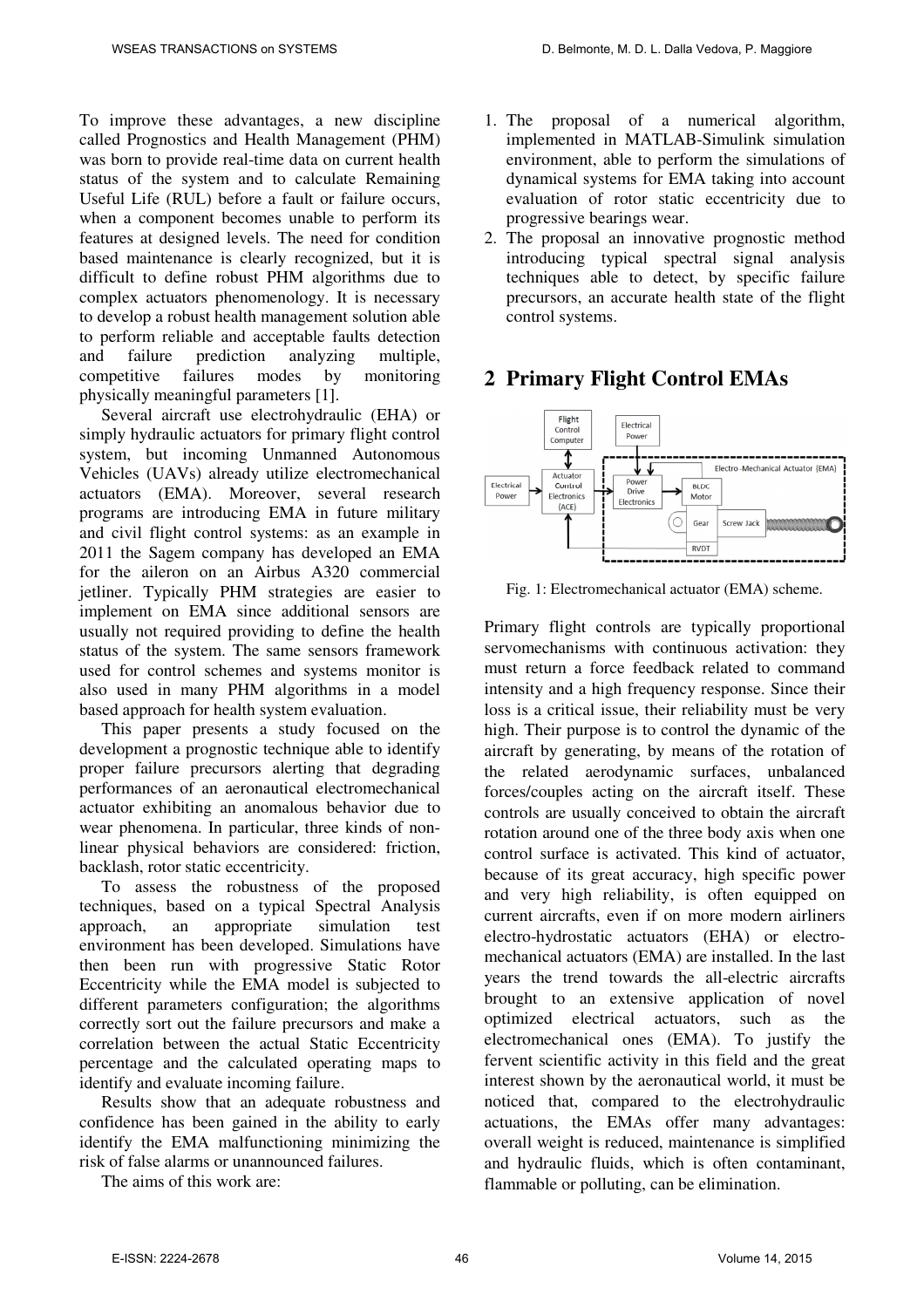To improve these advantages, a new discipline called Prognostics and Health Management (PHM) was born to provide real-time data on current health status of the system and to calculate Remaining Useful Life (RUL) before a fault or failure occurs, when a component becomes unable to perform its features at designed levels. The need for condition based maintenance is clearly recognized, but it is difficult to define robust PHM algorithms due to complex actuators phenomenology. It is necessary to develop a robust health management solution able to perform reliable and acceptable faults detection and failure prediction analyzing multiple, competitive failures modes by monitoring physically meaningful parameters [1].

Several aircraft use electrohydraulic (EHA) or simply hydraulic actuators for primary flight control system, but incoming Unmanned Autonomous Vehicles (UAVs) already utilize electromechanical actuators (EMA). Moreover, several research programs are introducing EMA in future military and civil flight control systems: as an example in 2011 the Sagem company has developed an EMA for the aileron on an Airbus A320 commercial jetliner. Typically PHM strategies are easier to implement on EMA since additional sensors are usually not required providing to define the health status of the system. The same sensors framework used for control schemes and systems monitor is also used in many PHM algorithms in a model based approach for health system evaluation.

This paper presents a study focused on the development a prognostic technique able to identify proper failure precursors alerting that degrading performances of an aeronautical electromechanical actuator exhibiting an anomalous behavior due to wear phenomena. In particular, three kinds of non-linear physical behaviors are considered: friction, backlash, rotor static eccentricity.

To assess the robustness of the proposed techniques, based on a typical Spectral Analysis approach, an appropriate simulation test environment has been developed. Simulations have then been run with progressive Static Rotor Eccentricity while the EMA model is subjected to different parameters configuration; the algorithms correctly sort out the failure precursors and make a correlation between the actual Static Eccentricity percentage and the calculated operating maps to identify and evaluate incoming failure.

Results show that an adequate robustness and confidence has been gained in the ability to early identify the EMA malfunctioning minimizing the risk of false alarms or unannounced failures.

The aims of this work are:

1. The proposal of a numerical algorithm, implemented in MATLAB-Simulink simulation environment, able to perform the simulations of dynamical systems for EMA taking into account evaluation of rotor static eccentricity due to progressive bearings wear.
2. The proposal an innovative prognostic method introducing typical spectral signal analysis techniques able to detect, by specific failure precursors, an accurate health state of the flight control systems.

## 2 Primary Flight Control EMAs

Fig. 1: Electromechanical actuator (EMA) scheme.

Primary flight controls are typically proportional servomechanisms with continuous activation: they must return a force feedback related to command intensity and a high frequency response. Since their loss is a critical issue, their reliability must be very high. Their purpose is to control the dynamic of the aircraft by generating, by means of the rotation of the related aerodynamic surfaces, unbalanced forces/couples acting on the aircraft itself. These controls are usually conceived to obtain the aircraft rotation around one of the three body axis when one control surface is activated. This kind of actuator, because of its great accuracy, high specific power and very high reliability, is often equipped on current aircrafts, even if on more modern airliners electro-hydrostatic actuators (EHA) or electro-mechanical actuators (EMA) are installed. In the last years the trend towards the all-electric aircrafts brought to an extensive application of novel optimized electrical actuators, such as the electromechanical ones (EMA). To justify the fervent scientific activity in this field and the great interest shown by the aeronautical world, it must be noticed that, compared to the electrohydraulic actuations, the EMAs offer many advantages: overall weight is reduced, maintenance is simplified and hydraulic fluids, which is often contaminant, flammable or polluting, can be elimination.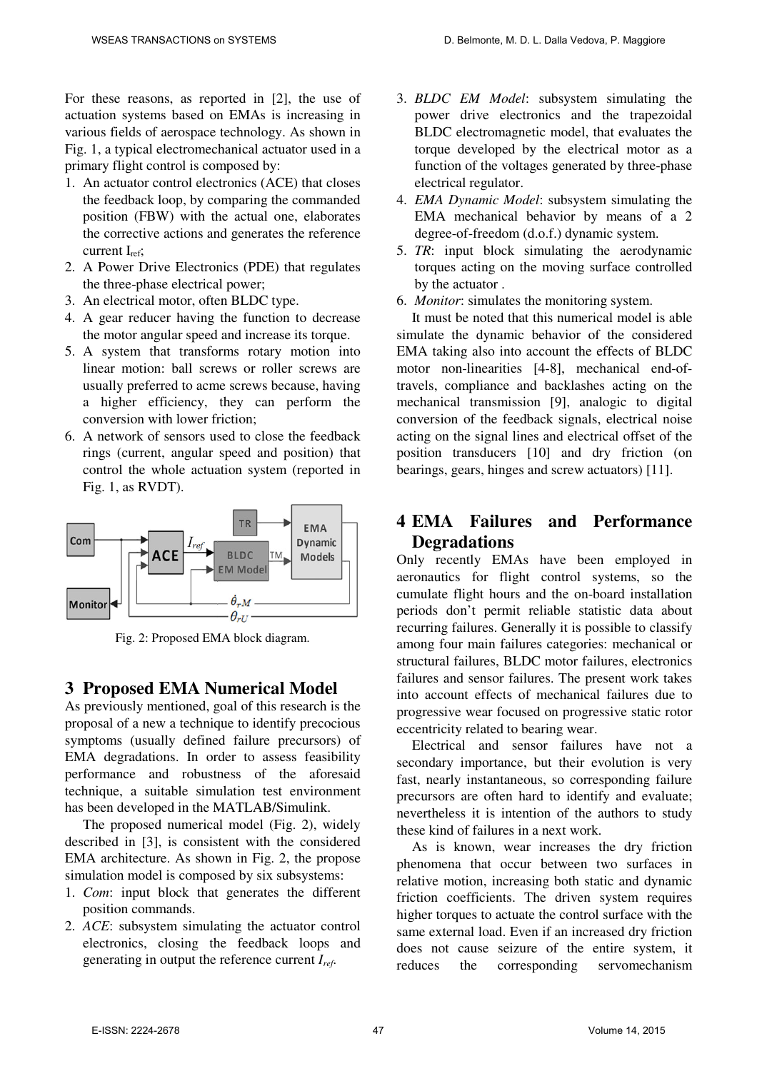For these reasons, as reported in [2], the use of actuation systems based on EMAs is increasing in various fields of aerospace technology. As shown in Fig. 1, a typical electromechanical actuator used in a primary flight control is composed by:

1. An actuator control electronics (ACE) that closes the feedback loop, by comparing the commanded position (FBW) with the actual one, elaborates the corrective actions and generates the reference current $I_{ref}$;
2. A Power Drive Electronics (PDE) that regulates the three-phase electrical power;
3. An electrical motor, often BLDC type.
4. A gear reducer having the function to decrease the motor angular speed and increase its torque.
5. A system that transforms rotary motion into linear motion: ball screws or roller screws are usually preferred to acme screws because, having a higher efficiency, they can perform the conversion with lower friction;
6. A network of sensors used to close the feedback rings (current, angular speed and position) that control the whole actuation system (reported in Fig. 1, as RVDT).

Fig. 2: Proposed EMA block diagram.

## 3 Proposed EMA Numerical Model

As previously mentioned, goal of this research is the proposal of a new a technique to identify precocious symptoms (usually defined failure precursors) of EMA degradations. In order to assess feasibility performance and robustness of the aforesaid technique, a suitable simulation test environment has been developed in the MATLAB/Simulink.

The proposed numerical model (Fig. 2), widely described in [3], is consistent with the considered EMA architecture. As shown in Fig. 2, the propose simulation model is composed by six subsystems:

1. *Com*: input block that generates the different position commands.
2. *ACE*: subsystem simulating the actuator control electronics, closing the feedback loops and generating in output the reference current $I_{ref}$.
3. *BLDC EM Model*: subsystem simulating the power drive electronics and the trapezoidal BLDC electromagnetic model, that evaluates the torque developed by the electrical motor as a function of the voltages generated by three-phase electrical regulator.
4. *EMA Dynamic Model*: subsystem simulating the EMA mechanical behavior by means of a 2 degree-of-freedom (d.o.f.) dynamic system.
5. *TR*: input block simulating the aerodynamic torques acting on the moving surface controlled by the actuator .
6. *Monitor*: simulates the monitoring system.

It must be noted that this numerical model is able simulate the dynamic behavior of the considered EMA taking also into account the effects of BLDC motor non-linearities [4-8], mechanical end-of-travels, compliance and backlashes acting on the mechanical transmission [9], analogic to digital conversion of the feedback signals, electrical noise acting on the signal lines and electrical offset of the position transducers [10] and dry friction (on bearings, gears, hinges and screw actuators) [11].

## 4 EMA Failures and Performance Degradations

Only recently EMAs have been employed in aeronautics for flight control systems, so the cumulate flight hours and the on-board installation periods don't permit reliable statistic data about recurring failures. Generally it is possible to classify among four main failures categories: mechanical or structural failures, BLDC motor failures, electronics failures and sensor failures. The present work takes into account effects of mechanical failures due to progressive wear focused on progressive static rotor eccentricity related to bearing wear.

Electrical and sensor failures have not a secondary importance, but their evolution is very fast, nearly instantaneous, so corresponding failure precursors are often hard to identify and evaluate; nevertheless it is intention of the authors to study these kind of failures in a next work.

As is known, wear increases the dry friction phenomena that occur between two surfaces in relative motion, increasing both static and dynamic friction coefficients. The driven system requires higher torques to actuate the control surface with the same external load. Even if an increased dry friction does not cause seizure of the entire system, it reduces the corresponding servomechanism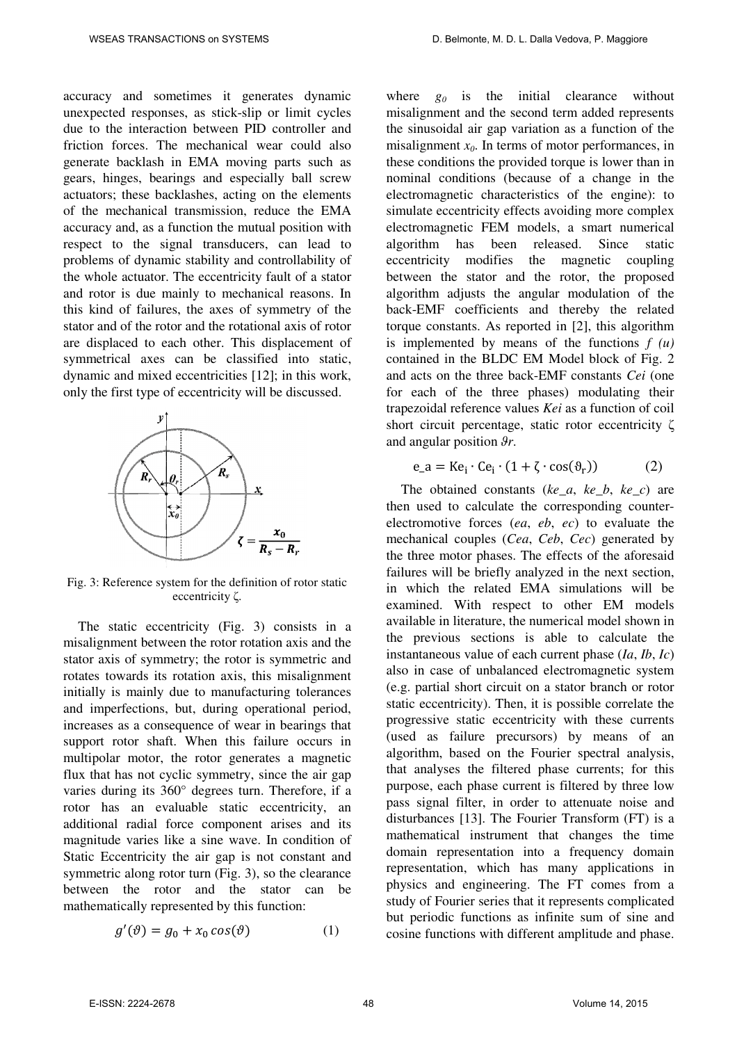accuracy and sometimes it generates dynamic unexpected responses, as stick-slip or limit cycles due to the interaction between PID controller and friction forces. The mechanical wear could also generate backlash in EMA moving parts such as gears, hinges, bearings and especially ball screw actuators; these backlashes, acting on the elements of the mechanical transmission, reduce the EMA accuracy and, as a function the mutual position with respect to the signal transducers, can lead to problems of dynamic stability and controllability of the whole actuator. The eccentricity fault of a stator and rotor is due mainly to mechanical reasons. In this kind of failures, the axes of symmetry of the stator and of the rotor and the rotational axis of rotor are displaced to each other. This displacement of symmetrical axes can be classified into static, dynamic and mixed eccentricities [12]; in this work, only the first type of eccentricity will be discussed.

$$\zeta = \frac{x_0}{R_s - R_r}$$

Fig. 3: Reference system for the definition of rotor static eccentricity ζ.

The static eccentricity (Fig. 3) consists in a misalignment between the rotor rotation axis and the stator axis of symmetry; the rotor is symmetric and rotates towards its rotation axis, this misalignment initially is mainly due to manufacturing tolerances and imperfections, but, during operational period, increases as a consequence of wear in bearings that support rotor shaft. When this failure occurs in multipolar motor, the rotor generates a magnetic flux that has not cyclic symmetry, since the air gap varies during its 360° degrees turn. Therefore, if a rotor has an evaluable static eccentricity, an additional radial force component arises and its magnitude varies like a sine wave. In condition of Static Eccentricity the air gap is not constant and symmetric along rotor turn (Fig. 3), so the clearance between the rotor and the stator can be mathematically represented by this function:

$$g'(\vartheta) = g_0 + x_0 \cos(\vartheta) \qquad (1)$$

where $g_0$ is the initial clearance without misalignment and the second term added represents the sinusoidal air gap variation as a function of the misalignment $x_0$. In terms of motor performances, in these conditions the provided torque is lower than in nominal conditions (because of a change in the electromagnetic characteristics of the engine): to simulate eccentricity effects avoiding more complex electromagnetic FEM models, a smart numerical algorithm has been released. Since static eccentricity modifies the magnetic coupling between the stator and the rotor, the proposed algorithm adjusts the angular modulation of the back-EMF coefficients and thereby the related torque constants. As reported in [2], this algorithm is implemented by means of the functions *f (u)* contained in the BLDC EM Model block of Fig. 2 and acts on the three back-EMF constants *Cei* (one for each of the three phases) modulating their trapezoidal reference values *Kei* as a function of coil short circuit percentage, static rotor eccentricity ζ and angular position $\vartheta r$.

$$e\_a = Ke_i \cdot Ce_i \cdot (1 + \zeta \cdot \cos(\vartheta_r)) \qquad (2)$$

The obtained constants (*ke_a*, *ke_b*, *ke_c*) are then used to calculate the corresponding counter-electromotive forces (*ea*, *eb*, *ec*) to evaluate the mechanical couples (*Cea*, *Ceb*, *Cec*) generated by the three motor phases. The effects of the aforesaid failures will be briefly analyzed in the next section, in which the related EMA simulations will be examined. With respect to other EM models available in literature, the numerical model shown in the previous sections is able to calculate the instantaneous value of each current phase (*Ia*, *Ib*, *Ic*) also in case of unbalanced electromagnetic system (e.g. partial short circuit on a stator branch or rotor static eccentricity). Then, it is possible correlate the progressive static eccentricity with these currents (used as failure precursors) by means of an algorithm, based on the Fourier spectral analysis, that analyses the filtered phase currents; for this purpose, each phase current is filtered by three low pass signal filter, in order to attenuate noise and disturbances [13]. The Fourier Transform (FT) is a mathematical instrument that changes the time domain representation into a frequency domain representation, which has many applications in physics and engineering. The FT comes from a study of Fourier series that it represents complicated but periodic functions as infinite sum of sine and cosine functions with different amplitude and phase.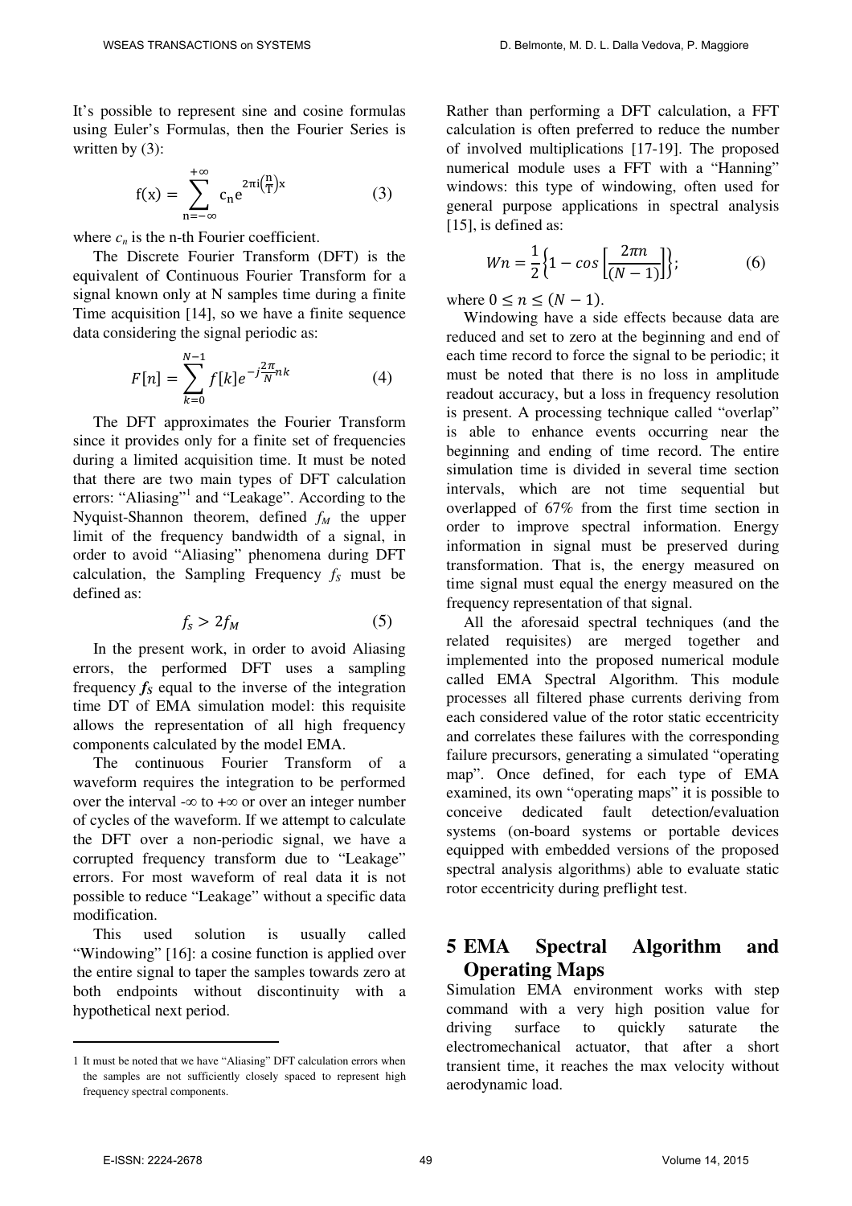It's possible to represent sine and cosine formulas using Euler's Formulas, then the Fourier Series is written by (3):

$$f(x) = \sum_{n=-\infty}^{+\infty} c_n e^{2\pi i\left(\frac{n}{T}\right)x} \tag{3}$$

where $c_n$ is the n-th Fourier coefficient.

The Discrete Fourier Transform (DFT) is the equivalent of Continuous Fourier Transform for a signal known only at N samples time during a finite Time acquisition [14], so we have a finite sequence data considering the signal periodic as:

$$F[n] = \sum_{k=0}^{N-1} f[k] e^{-j\frac{2\pi}{N}nk} \tag{4}$$

The DFT approximates the Fourier Transform since it provides only for a finite set of frequencies during a limited acquisition time. It must be noted that there are two main types of DFT calculation errors: "Aliasing"[1] and "Leakage". According to the Nyquist-Shannon theorem, defined $f_M$ the upper limit of the frequency bandwidth of a signal, in order to avoid "Aliasing" phenomena during DFT calculation, the Sampling Frequency $f_S$ must be defined as:

$$f_s > 2f_M \tag{5}$$

In the present work, in order to avoid Aliasing errors, the performed DFT uses a sampling frequency $\boldsymbol{f_S}$ equal to the inverse of the integration time DT of EMA simulation model: this requisite allows the representation of all high frequency components calculated by the model EMA.

The continuous Fourier Transform of a waveform requires the integration to be performed over the interval $-\infty$ to $+\infty$ or over an integer number of cycles of the waveform. If we attempt to calculate the DFT over a non-periodic signal, we have a corrupted frequency transform due to "Leakage" errors. For most waveform of real data it is not possible to reduce "Leakage" without a specific data modification.

This used solution is usually called "Windowing" [16]: a cosine function is applied over the entire signal to taper the samples towards zero at both endpoints without discontinuity with a hypothetical next period.

Rather than performing a DFT calculation, a FFT calculation is often preferred to reduce the number of involved multiplications [17-19]. The proposed numerical module uses a FFT with a "Hanning" windows: this type of windowing, often used for general purpose applications in spectral analysis [15], is defined as:

$$Wn = \frac{1}{2}\left\{1 - cos\left[\frac{2\pi n}{(N-1)}\right]\right\}; \tag{6}$$

where $0 \leq n \leq (N-1)$.

Windowing have a side effects because data are reduced and set to zero at the beginning and end of each time record to force the signal to be periodic; it must be noted that there is no loss in amplitude readout accuracy, but a loss in frequency resolution is present. A processing technique called "overlap" is able to enhance events occurring near the beginning and ending of time record. The entire simulation time is divided in several time section intervals, which are not time sequential but overlapped of 67% from the first time section in order to improve spectral information. Energy information in signal must be preserved during transformation. That is, the energy measured on time signal must equal the energy measured on the frequency representation of that signal.

All the aforesaid spectral techniques (and the related requisites) are merged together and implemented into the proposed numerical module called EMA Spectral Algorithm. This module processes all filtered phase currents deriving from each considered value of the rotor static eccentricity and correlates these failures with the corresponding failure precursors, generating a simulated "operating map". Once defined, for each type of EMA examined, its own "operating maps" it is possible to conceive dedicated fault detection/evaluation systems (on-board systems or portable devices equipped with embedded versions of the proposed spectral analysis algorithms) able to evaluate static rotor eccentricity during preflight test.

## 5 EMA Spectral Algorithm and Operating Maps

Simulation EMA environment works with step command with a very high position value for driving surface to quickly saturate the electromechanical actuator, that after a short transient time, it reaches the max velocity without aerodynamic load.

---

1 It must be noted that we have "Aliasing" DFT calculation errors when the samples are not sufficiently closely spaced to represent high frequency spectral components.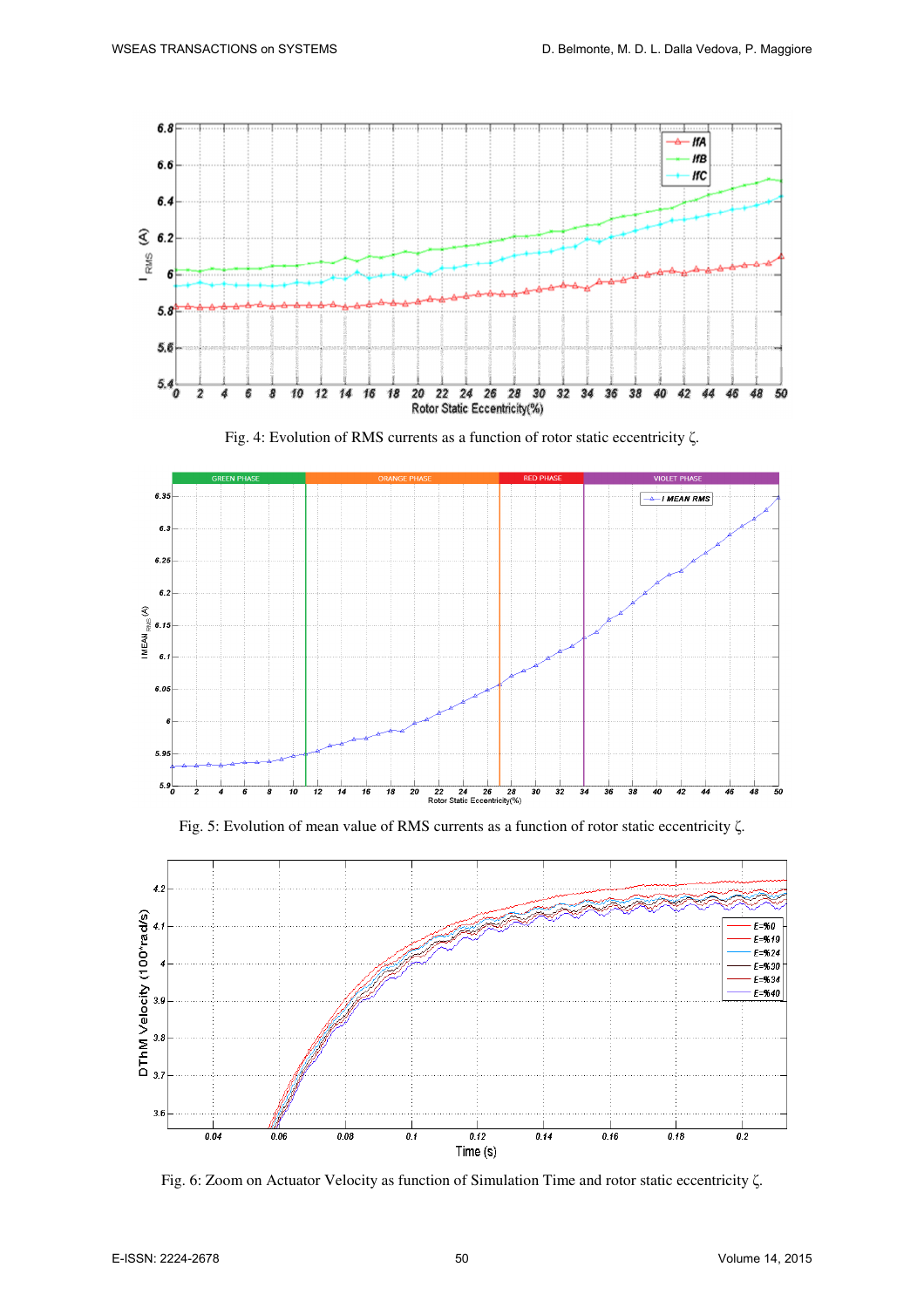Fig. 4: Evolution of RMS currents as a function of rotor static eccentricity ζ.

Fig. 5: Evolution of mean value of RMS currents as a function of rotor static eccentricity ζ.

Fig. 6: Zoom on Actuator Velocity as function of Simulation Time and rotor static eccentricity ζ.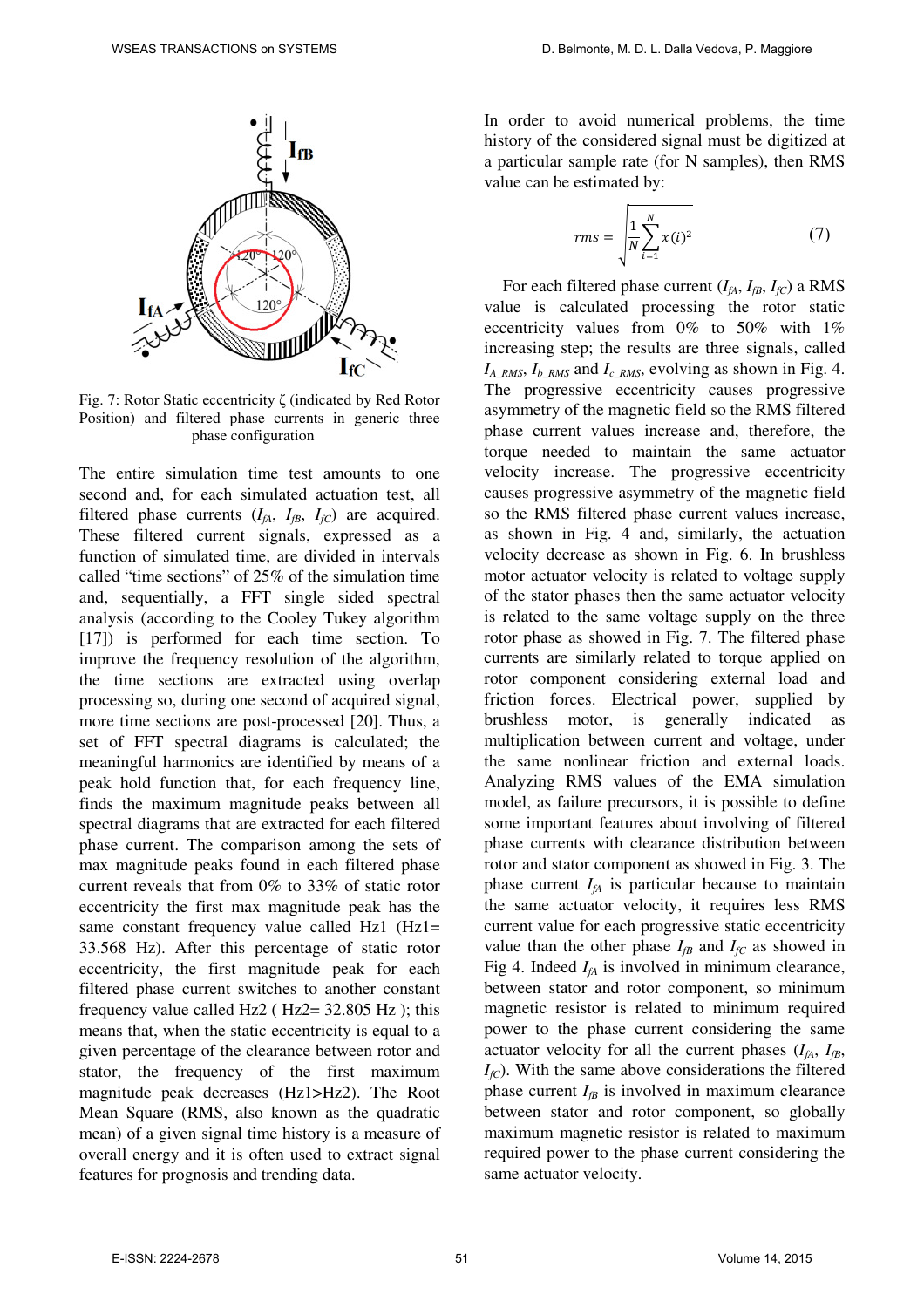Fig. 7: Rotor Static eccentricity ζ (indicated by Red Rotor Position) and filtered phase currents in generic three phase configuration

The entire simulation time test amounts to one second and, for each simulated actuation test, all filtered phase currents ($I_{fA}$, $I_{fB}$, $I_{fC}$) are acquired. These filtered current signals, expressed as a function of simulated time, are divided in intervals called "time sections" of 25% of the simulation time and, sequentially, a FFT single sided spectral analysis (according to the Cooley Tukey algorithm [17]) is performed for each time section. To improve the frequency resolution of the algorithm, the time sections are extracted using overlap processing so, during one second of acquired signal, more time sections are post-processed [20]. Thus, a set of FFT spectral diagrams is calculated; the meaningful harmonics are identified by means of a peak hold function that, for each frequency line, finds the maximum magnitude peaks between all spectral diagrams that are extracted for each filtered phase current. The comparison among the sets of max magnitude peaks found in each filtered phase current reveals that from 0% to 33% of static rotor eccentricity the first max magnitude peak has the same constant frequency value called Hz1 (Hz1= 33.568 Hz). After this percentage of static rotor eccentricity, the first magnitude peak for each filtered phase current switches to another constant frequency value called Hz2 ( Hz2= 32.805 Hz ); this means that, when the static eccentricity is equal to a given percentage of the clearance between rotor and stator, the frequency of the first maximum magnitude peak decreases (Hz1>Hz2). The Root Mean Square (RMS, also known as the quadratic mean) of a given signal time history is a measure of overall energy and it is often used to extract signal features for prognosis and trending data.

In order to avoid numerical problems, the time history of the considered signal must be digitized at a particular sample rate (for N samples), then RMS value can be estimated by:

$$rms = \sqrt{\frac{1}{N}\sum_{i=1}^{N} x(i)^2} \tag{7}$$

For each filtered phase current ($I_{fA}$, $I_{fB}$, $I_{fC}$) a RMS value is calculated processing the rotor static eccentricity values from 0% to 50% with 1% increasing step; the results are three signals, called $I_{A\_RMS}$, $I_{b\_RMS}$ and $I_{c\_RMS}$, evolving as shown in Fig. 4. The progressive eccentricity causes progressive asymmetry of the magnetic field so the RMS filtered phase current values increase and, therefore, the torque needed to maintain the same actuator velocity increase. The progressive eccentricity causes progressive asymmetry of the magnetic field so the RMS filtered phase current values increase, as shown in Fig. 4 and, similarly, the actuation velocity decrease as shown in Fig. 6. In brushless motor actuator velocity is related to voltage supply of the stator phases then the same actuator velocity is related to the same voltage supply on the three rotor phase as showed in Fig. 7. The filtered phase currents are similarly related to torque applied on rotor component considering external load and friction forces. Electrical power, supplied by brushless motor, is generally indicated as multiplication between current and voltage, under the same nonlinear friction and external loads. Analyzing RMS values of the EMA simulation model, as failure precursors, it is possible to define some important features about involving of filtered phase currents with clearance distribution between rotor and stator component as showed in Fig. 3. The phase current $I_{fA}$ is particular because to maintain the same actuator velocity, it requires less RMS current value for each progressive static eccentricity value than the other phase $I_{fB}$ and $I_{fC}$ as showed in Fig 4. Indeed $I_{fA}$ is involved in minimum clearance, between stator and rotor component, so minimum magnetic resistor is related to minimum required power to the phase current considering the same actuator velocity for all the current phases ($I_{fA}$, $I_{fB}$, $I_{fC}$). With the same above considerations the filtered phase current $I_{fB}$ is involved in maximum clearance between stator and rotor component, so globally maximum magnetic resistor is related to maximum required power to the phase current considering the same actuator velocity.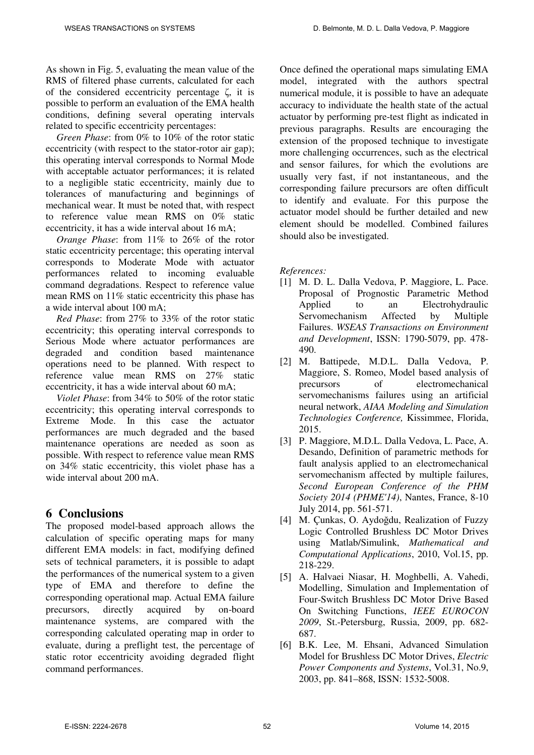As shown in Fig. 5, evaluating the mean value of the RMS of filtered phase currents, calculated for each of the considered eccentricity percentage $\zeta$, it is possible to perform an evaluation of the EMA health conditions, defining several operating intervals related to specific eccentricity percentages:

*Green Phase*: from 0% to 10% of the rotor static eccentricity (with respect to the stator-rotor air gap); this operating interval corresponds to Normal Mode with acceptable actuator performances; it is related to a negligible static eccentricity, mainly due to tolerances of manufacturing and beginnings of mechanical wear. It must be noted that, with respect to reference value mean RMS on 0% static eccentricity, it has a wide interval about 16 mA;

*Orange Phase*: from 11% to 26% of the rotor static eccentricity percentage; this operating interval corresponds to Moderate Mode with actuator performances related to incoming evaluable command degradations. Respect to reference value mean RMS on 11% static eccentricity this phase has a wide interval about 100 mA;

*Red Phase*: from 27% to 33% of the rotor static eccentricity; this operating interval corresponds to Serious Mode where actuator performances are degraded and condition based maintenance operations need to be planned. With respect to reference value mean RMS on 27% static eccentricity, it has a wide interval about 60 mA;

*Violet Phase*: from 34% to 50% of the rotor static eccentricity; this operating interval corresponds to Extreme Mode. In this case the actuator performances are much degraded and the based maintenance operations are needed as soon as possible. With respect to reference value mean RMS on 34% static eccentricity, this violet phase has a wide interval about 200 mA.

## 6 Conclusions

The proposed model-based approach allows the calculation of specific operating maps for many different EMA models: in fact, modifying defined sets of technical parameters, it is possible to adapt the performances of the numerical system to a given type of EMA and therefore to define the corresponding operational map. Actual EMA failure precursors, directly acquired by on-board maintenance systems, are compared with the corresponding calculated operating map in order to evaluate, during a preflight test, the percentage of static rotor eccentricity avoiding degraded flight command performances.

Once defined the operational maps simulating EMA model, integrated with the authors spectral numerical module, it is possible to have an adequate accuracy to individuate the health state of the actual actuator by performing pre-test flight as indicated in previous paragraphs. Results are encouraging the extension of the proposed technique to investigate more challenging occurrences, such as the electrical and sensor failures, for which the evolutions are usually very fast, if not instantaneous, and the corresponding failure precursors are often difficult to identify and evaluate. For this purpose the actuator model should be further detailed and new element should be modelled. Combined failures should also be investigated.

*References:*

[1] M. D. L. Dalla Vedova, P. Maggiore, L. Pace. Proposal of Prognostic Parametric Method Applied to an Electrohydraulic Servomechanism Affected by Multiple Failures. *WSEAS Transactions on Environment and Development*, ISSN: 1790-5079, pp. 478-490.

[2] M. Battipede, M.D.L. Dalla Vedova, P. Maggiore, S. Romeo, Model based analysis of precursors of electromechanical servomechanisms failures using an artificial neural network, *AIAA Modeling and Simulation Technologies Conference,* Kissimmee, Florida, 2015.

[3] P. Maggiore, M.D.L. Dalla Vedova, L. Pace, A. Desando, Definition of parametric methods for fault analysis applied to an electromechanical servomechanism affected by multiple failures, *Second European Conference of the PHM Society 2014 (PHME'14)*, Nantes, France, 8-10 July 2014, pp. 561-571.

[4] M. Çunkas, O. Aydoğdu, Realization of Fuzzy Logic Controlled Brushless DC Motor Drives using Matlab/Simulink, *Mathematical and Computational Applications*, 2010, Vol.15, pp. 218-229.

[5] A. Halvaei Niasar, H. Moghbelli, A. Vahedi, Modelling, Simulation and Implementation of Four-Switch Brushless DC Motor Drive Based On Switching Functions, *IEEE EUROCON 2009*, St.-Petersburg, Russia, 2009, pp. 682-687.

[6] B.K. Lee, M. Ehsani, Advanced Simulation Model for Brushless DC Motor Drives, *Electric Power Components and Systems*, Vol.31, No.9, 2003, pp. 841–868, ISSN: 1532-5008.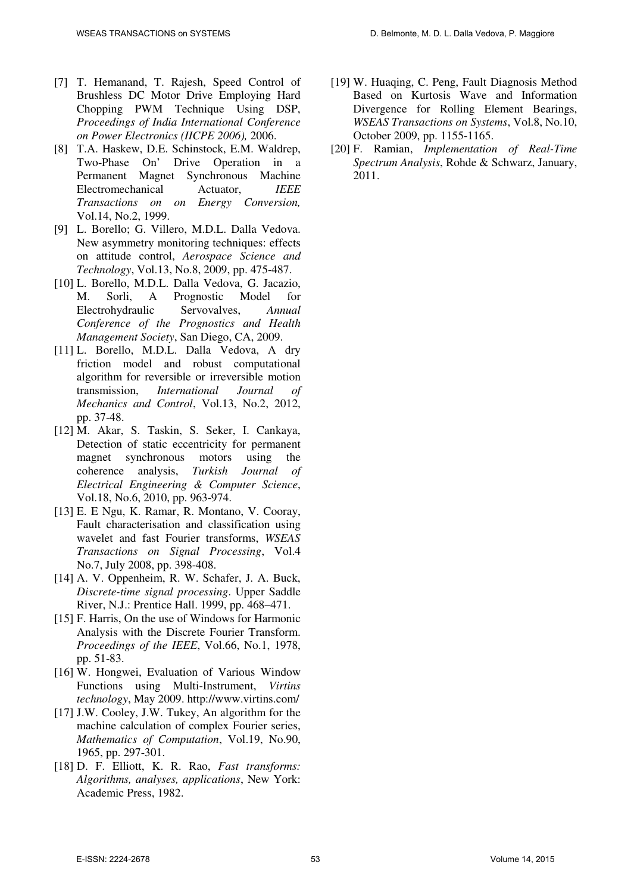[7] T. Hemanand, T. Rajesh, Speed Control of Brushless DC Motor Drive Employing Hard Chopping PWM Technique Using DSP, *Proceedings of India International Conference on Power Electronics (IICPE 2006),* 2006.

[8] T.A. Haskew, D.E. Schinstock, E.M. Waldrep, Two-Phase On' Drive Operation in a Permanent Magnet Synchronous Machine Electromechanical Actuator, *IEEE Transactions on on Energy Conversion,* Vol.14, No.2, 1999.

[9] L. Borello; G. Villero, M.D.L. Dalla Vedova. New asymmetry monitoring techniques: effects on attitude control, *Aerospace Science and Technology*, Vol.13, No.8, 2009, pp. 475-487.

[10] L. Borello, M.D.L. Dalla Vedova, G. Jacazio, M. Sorli, A Prognostic Model for Electrohydraulic Servovalves, *Annual Conference of the Prognostics and Health Management Society*, San Diego, CA, 2009.

[11] L. Borello, M.D.L. Dalla Vedova, A dry friction model and robust computational algorithm for reversible or irreversible motion transmission, *International Journal of Mechanics and Control*, Vol.13, No.2, 2012, pp. 37-48.

[12] M. Akar, S. Taskin, S. Seker, I. Cankaya, Detection of static eccentricity for permanent magnet synchronous motors using the coherence analysis, *Turkish Journal of Electrical Engineering & Computer Science*, Vol.18, No.6, 2010, pp. 963-974.

[13] E. E Ngu, K. Ramar, R. Montano, V. Cooray, Fault characterisation and classification using wavelet and fast Fourier transforms, *WSEAS Transactions on Signal Processing*, Vol.4 No.7, July 2008, pp. 398-408.

[14] A. V. Oppenheim, R. W. Schafer, J. A. Buck, *Discrete-time signal processing*. Upper Saddle River, N.J.: Prentice Hall. 1999, pp. 468–471.

[15] F. Harris, On the use of Windows for Harmonic Analysis with the Discrete Fourier Transform. *Proceedings of the IEEE*, Vol.66, No.1, 1978, pp. 51-83.

[16] W. Hongwei, Evaluation of Various Window Functions using Multi-Instrument, *Virtins technology*, May 2009. http://www.virtins.com/

[17] J.W. Cooley, J.W. Tukey, An algorithm for the machine calculation of complex Fourier series, *Mathematics of Computation*, Vol.19, No.90, 1965, pp. 297-301.

[18] D. F. Elliott, K. R. Rao, *Fast transforms: Algorithms, analyses, applications*, New York: Academic Press, 1982.

[19] W. Huaqing, C. Peng, Fault Diagnosis Method Based on Kurtosis Wave and Information Divergence for Rolling Element Bearings, *WSEAS Transactions on Systems*, Vol.8, No.10, October 2009, pp. 1155-1165.

[20] F. Ramian, *Implementation of Real-Time Spectrum Analysis*, Rohde & Schwarz, January, 2011.